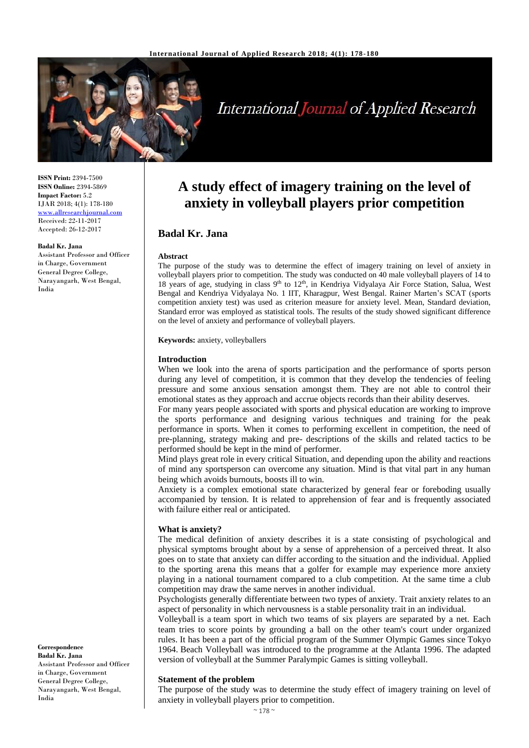**ISSN Print:** 2394-7500
**ISSN Online:** 2394-5869
**Impact Factor:** 5.2
IJAR 2018; 4(1): 178-180
www.allresearchjournal.com
Received: 22-11-2017
Accepted: 26-12-2017

**Badal Kr. Jana**
Assistant Professor and Officer in Charge, Government General Degree College, Narayangarh, West Bengal, India

**Correspondence**
**Badal Kr. Jana**
Assistant Professor and Officer in Charge, Government General Degree College, Narayangarh, West Bengal, India

# A study effect of imagery training on the level of anxiety in volleyball players prior competition

## Badal Kr. Jana

### Abstract

The purpose of the study was to determine the effect of imagery training on level of anxiety in volleyball players prior to competition. The study was conducted on 40 male volleyball players of 14 to 18 years of age, studying in class 9th to 12th, in Kendriya Vidyalaya Air Force Station, Salua, West Bengal and Kendriya Vidyalaya No. 1 IIT, Kharagpur, West Bengal. Rainer Marten's SCAT (sports competition anxiety test) was used as criterion measure for anxiety level. Mean, Standard deviation, Standard error was employed as statistical tools. The results of the study showed significant difference on the level of anxiety and performance of volleyball players.

**Keywords:** anxiety, volleyballers

### Introduction

When we look into the arena of sports participation and the performance of sports person during any level of competition, it is common that they develop the tendencies of feeling pressure and some anxious sensation amongst them. They are not able to control their emotional states as they approach and accrue objects records than their ability deserves.

For many years people associated with sports and physical education are working to improve the sports performance and designing various techniques and training for the peak performance in sports. When it comes to performing excellent in competition, the need of pre-planning, strategy making and pre- descriptions of the skills and related tactics to be performed should be kept in the mind of performer.

Mind plays great role in every critical Situation, and depending upon the ability and reactions of mind any sportsperson can overcome any situation. Mind is that vital part in any human being which avoids burnouts, boosts ill to win.

Anxiety is a complex emotional state characterized by general fear or foreboding usually accompanied by tension. It is related to apprehension of fear and is frequently associated with failure either real or anticipated.

### What is anxiety?

The medical definition of anxiety describes it is a state consisting of psychological and physical symptoms brought about by a sense of apprehension of a perceived threat. It also goes on to state that anxiety can differ according to the situation and the individual. Applied to the sporting arena this means that a golfer for example may experience more anxiety playing in a national tournament compared to a club competition. At the same time a club competition may draw the same nerves in another individual.

Psychologists generally differentiate between two types of anxiety. Trait anxiety relates to an aspect of personality in which nervousness is a stable personality trait in an individual.

Volleyball is a team sport in which two teams of six players are separated by a net. Each team tries to score points by grounding a ball on the other team's court under organized rules. It has been a part of the official program of the Summer Olympic Games since Tokyo 1964. Beach Volleyball was introduced to the programme at the Atlanta 1996. The adapted version of volleyball at the Summer Paralympic Games is sitting volleyball.

### Statement of the problem

The purpose of the study was to determine the study effect of imagery training on level of anxiety in volleyball players prior to competition.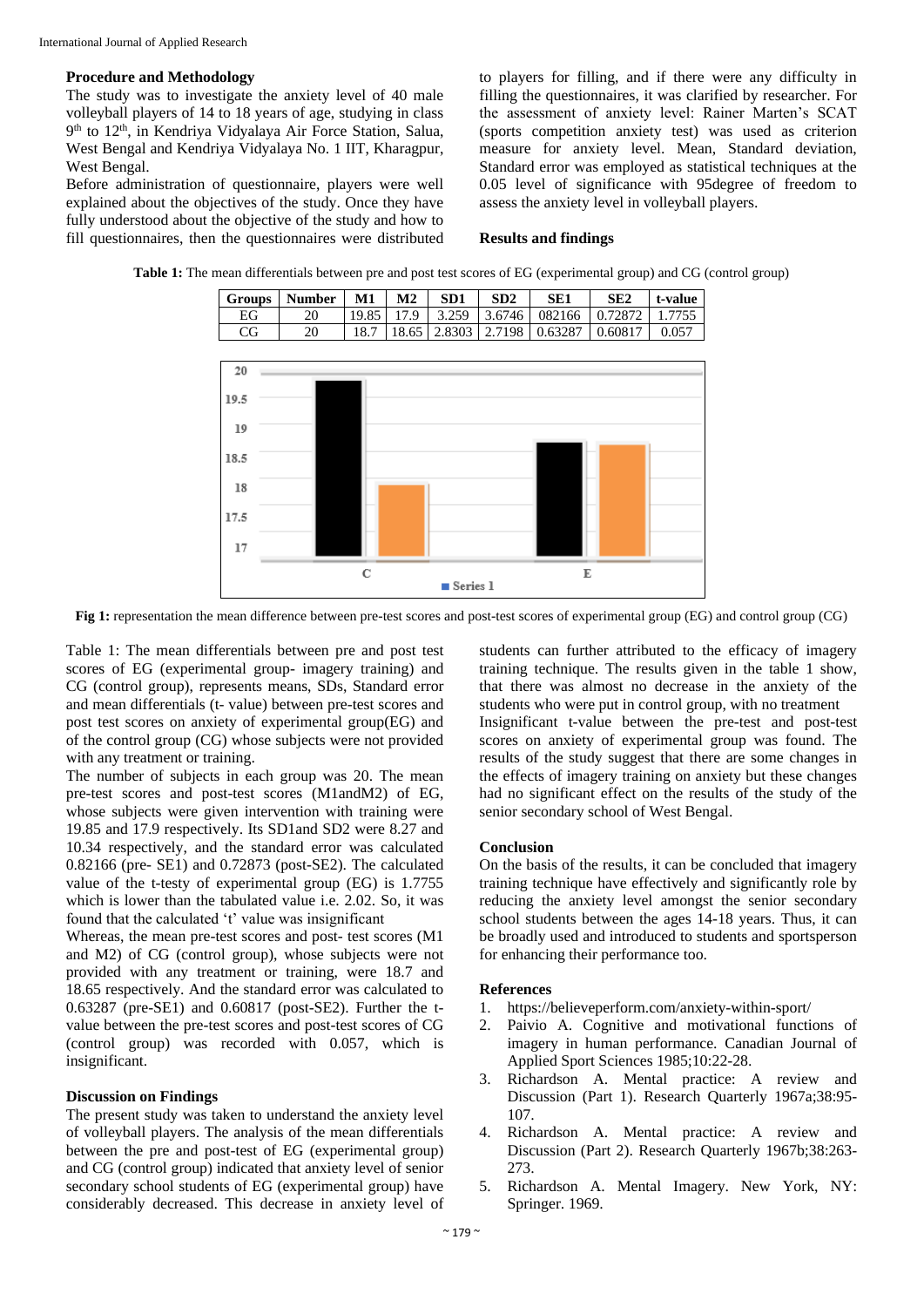### Procedure and Methodology

The study was to investigate the anxiety level of 40 male volleyball players of 14 to 18 years of age, studying in class 9th to 12th, in Kendriya Vidyalaya Air Force Station, Salua, West Bengal and Kendriya Vidyalaya No. 1 IIT, Kharagpur, West Bengal.

Before administration of questionnaire, players were well explained about the objectives of the study. Once they have fully understood about the objective of the study and how to fill questionnaires, then the questionnaires were distributed to players for filling, and if there were any difficulty in filling the questionnaires, it was clarified by researcher. For the assessment of anxiety level: Rainer Marten's SCAT (sports competition anxiety test) was used as criterion measure for anxiety level. Mean, Standard deviation, Standard error was employed as statistical techniques at the 0.05 level of significance with 95degree of freedom to assess the anxiety level in volleyball players.

### Results and findings

**Table 1:** The mean differentials between pre and post test scores of EG (experimental group) and CG (control group)

| Groups | Number | M1 | M2 | SD1 | SD2 | SE1 | SE2 | t-value |
|---|---|---|---|---|---|---|---|---|
| EG | 20 | 19.85 | 17.9 | 3.259 | 3.6746 | 082166 | 0.72872 | 1.7755 |
| CG | 20 | 18.7 | 18.65 | 2.8303 | 2.7198 | 0.63287 | 0.60817 | 0.057 |

**Fig 1:** representation the mean difference between pre-test scores and post-test scores of experimental group (EG) and control group (CG)

Table 1: The mean differentials between pre and post test scores of EG (experimental group- imagery training) and CG (control group), represents means, SDs, Standard error and mean differentials (t- value) between pre-test scores and post test scores on anxiety of experimental group(EG) and of the control group (CG) whose subjects were not provided with any treatment or training.

The number of subjects in each group was 20. The mean pre-test scores and post-test scores (M1andM2) of EG, whose subjects were given intervention with training were 19.85 and 17.9 respectively. Its SD1and SD2 were 8.27 and 10.34 respectively, and the standard error was calculated 0.82166 (pre- SE1) and 0.72873 (post-SE2). The calculated value of the t-testy of experimental group (EG) is 1.7755 which is lower than the tabulated value i.e. 2.02. So, it was found that the calculated 't' value was insignificant

Whereas, the mean pre-test scores and post- test scores (M1 and M2) of CG (control group), whose subjects were not provided with any treatment or training, were 18.7 and 18.65 respectively. And the standard error was calculated to 0.63287 (pre-SE1) and 0.60817 (post-SE2). Further the t-value between the pre-test scores and post-test scores of CG (control group) was recorded with 0.057, which is insignificant.

### Discussion on Findings

The present study was taken to understand the anxiety level of volleyball players. The analysis of the mean differentials between the pre and post-test of EG (experimental group) and CG (control group) indicated that anxiety level of senior secondary school students of EG (experimental group) have considerably decreased. This decrease in anxiety level of students can further attributed to the efficacy of imagery training technique. The results given in the table 1 show, that there was almost no decrease in the anxiety of the students who were put in control group, with no treatment

Insignificant t-value between the pre-test and post-test scores on anxiety of experimental group was found. The results of the study suggest that there are some changes in the effects of imagery training on anxiety but these changes had no significant effect on the results of the study of the senior secondary school of West Bengal.

### Conclusion

On the basis of the results, it can be concluded that imagery training technique have effectively and significantly role by reducing the anxiety level amongst the senior secondary school students between the ages 14-18 years. Thus, it can be broadly used and introduced to students and sportsperson for enhancing their performance too.

### References

1. https://believeperform.com/anxiety-within-sport/
2. Paivio A. Cognitive and motivational functions of imagery in human performance. Canadian Journal of Applied Sport Sciences 1985;10:22-28.
3. Richardson A. Mental practice: A review and Discussion (Part 1). Research Quarterly 1967a;38:95-107.
4. Richardson A. Mental practice: A review and Discussion (Part 2). Research Quarterly 1967b;38:263-273.
5. Richardson A. Mental Imagery. New York, NY: Springer. 1969.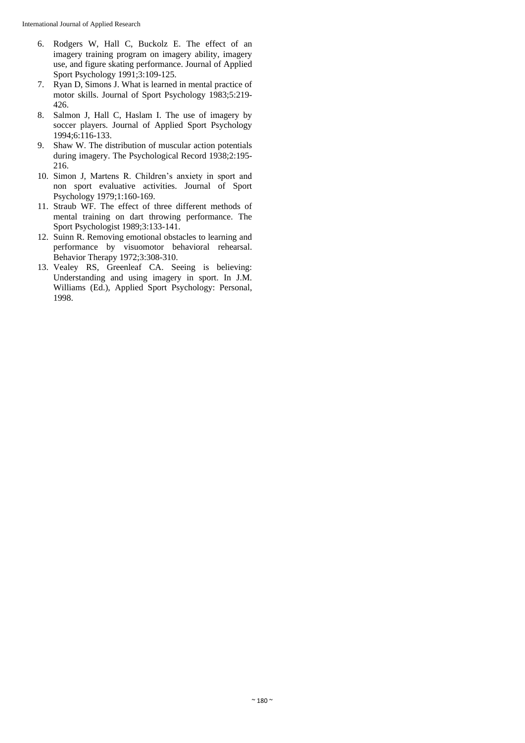6. Rodgers W, Hall C, Buckolz E. The effect of an imagery training program on imagery ability, imagery use, and figure skating performance. Journal of Applied Sport Psychology 1991;3:109-125.
7. Ryan D, Simons J. What is learned in mental practice of motor skills. Journal of Sport Psychology 1983;5:219-426.
8. Salmon J, Hall C, Haslam I. The use of imagery by soccer players. Journal of Applied Sport Psychology 1994;6:116-133.
9. Shaw W. The distribution of muscular action potentials during imagery. The Psychological Record 1938;2:195-216.
10. Simon J, Martens R. Children's anxiety in sport and non sport evaluative activities. Journal of Sport Psychology 1979;1:160-169.
11. Straub WF. The effect of three different methods of mental training on dart throwing performance. The Sport Psychologist 1989;3:133-141.
12. Suinn R. Removing emotional obstacles to learning and performance by visuomotor behavioral rehearsal. Behavior Therapy 1972;3:308-310.
13. Vealey RS, Greenleaf CA. Seeing is believing: Understanding and using imagery in sport. In J.M. Williams (Ed.), Applied Sport Psychology: Personal, 1998.